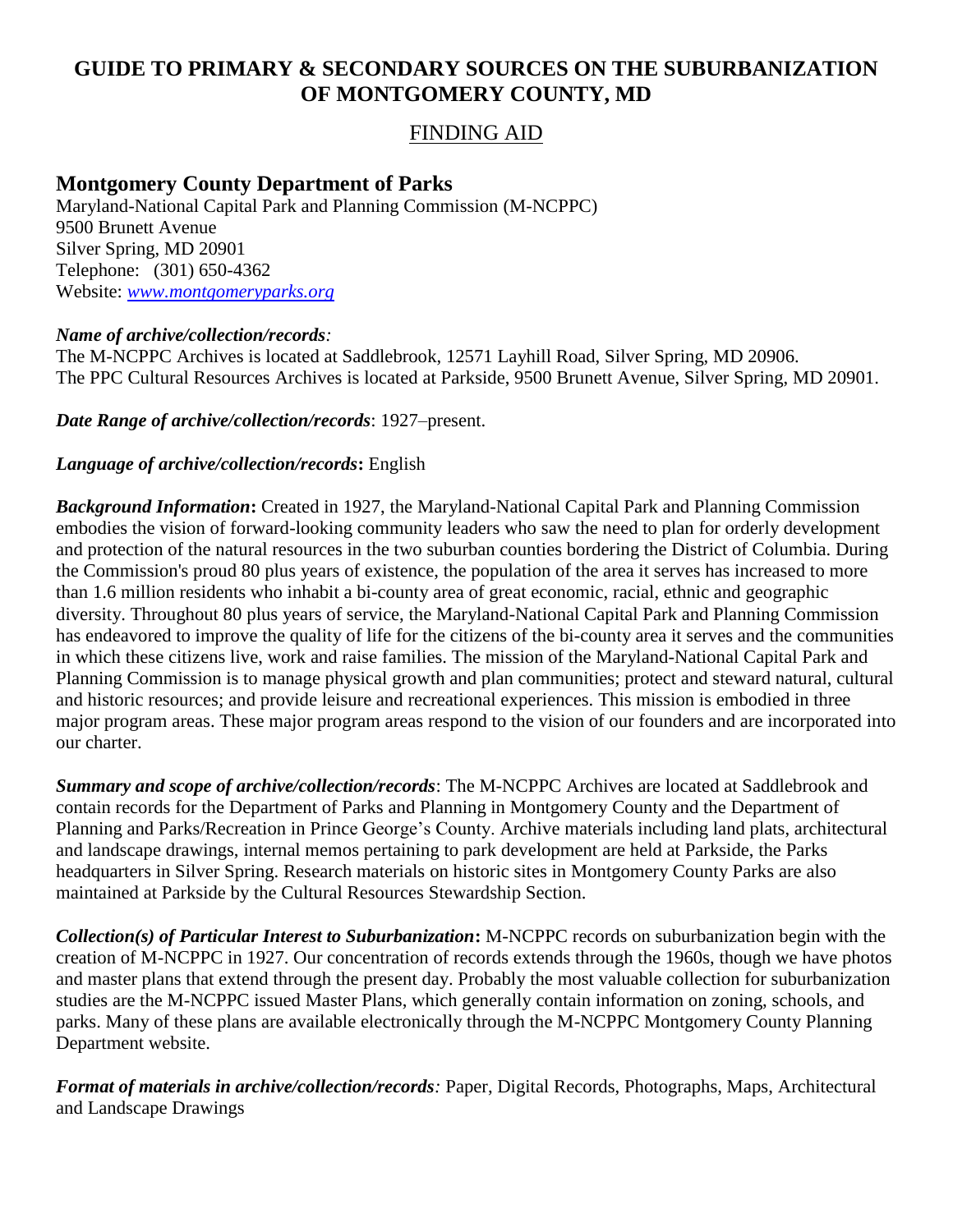# GUIDE TO PRIMARY & SECONDARY SOURCES ON THE SUBURBANIZATION OF MONTGOMERY COUNTY, MD

## FINDING AID

### Montgomery County Department of Parks

Maryland-National Capital Park and Planning Commission (M-NCPPC)
9500 Brunett Avenue
Silver Spring, MD 20901
Telephone: (301) 650-4362
Website: [www.montgomeryparks.org](www.montgomeryparks.org)

***Name of archive/collection/records:***
The M-NCPPC Archives is located at Saddlebrook, 12571 Layhill Road, Silver Spring, MD 20906.
The PPC Cultural Resources Archives is located at Parkside, 9500 Brunett Avenue, Silver Spring, MD 20901.

***Date Range of archive/collection/records***: 1927–present.

***Language of archive/collection/records*:** English

***Background Information*:** Created in 1927, the Maryland-National Capital Park and Planning Commission embodies the vision of forward-looking community leaders who saw the need to plan for orderly development and protection of the natural resources in the two suburban counties bordering the District of Columbia. During the Commission's proud 80 plus years of existence, the population of the area it serves has increased to more than 1.6 million residents who inhabit a bi-county area of great economic, racial, ethnic and geographic diversity. Throughout 80 plus years of service, the Maryland-National Capital Park and Planning Commission has endeavored to improve the quality of life for the citizens of the bi-county area it serves and the communities in which these citizens live, work and raise families. The mission of the Maryland-National Capital Park and Planning Commission is to manage physical growth and plan communities; protect and steward natural, cultural and historic resources; and provide leisure and recreational experiences. This mission is embodied in three major program areas. These major program areas respond to the vision of our founders and are incorporated into our charter.

***Summary and scope of archive/collection/records***: The M-NCPPC Archives are located at Saddlebrook and contain records for the Department of Parks and Planning in Montgomery County and the Department of Planning and Parks/Recreation in Prince George's County. Archive materials including land plats, architectural and landscape drawings, internal memos pertaining to park development are held at Parkside, the Parks headquarters in Silver Spring. Research materials on historic sites in Montgomery County Parks are also maintained at Parkside by the Cultural Resources Stewardship Section.

***Collection(s) of Particular Interest to Suburbanization*:** M-NCPPC records on suburbanization begin with the creation of M-NCPPC in 1927. Our concentration of records extends through the 1960s, though we have photos and master plans that extend through the present day. Probably the most valuable collection for suburbanization studies are the M-NCPPC issued Master Plans, which generally contain information on zoning, schools, and parks. Many of these plans are available electronically through the M-NCPPC Montgomery County Planning Department website.

***Format of materials in archive/collection/records:*** Paper, Digital Records, Photographs, Maps, Architectural and Landscape Drawings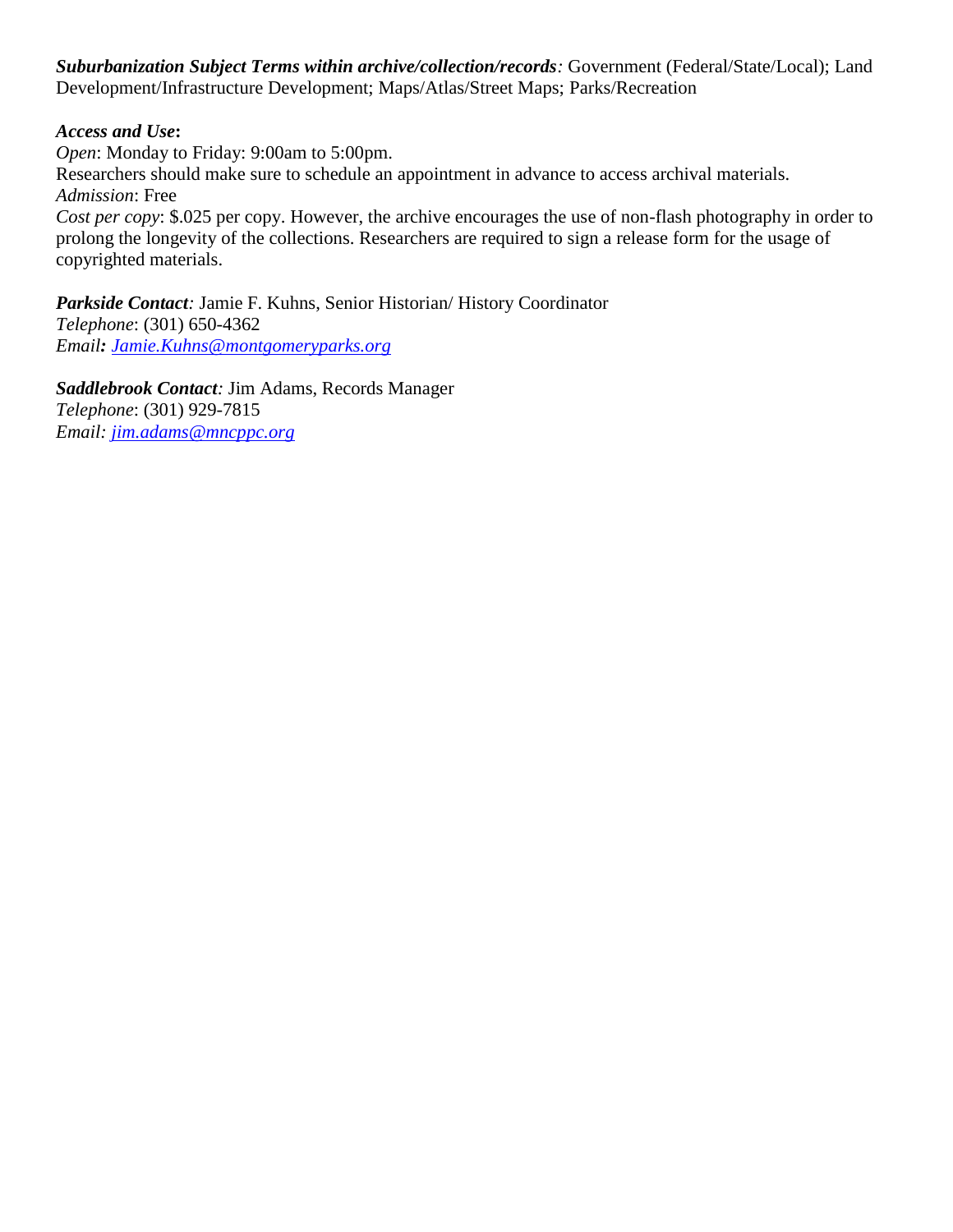***Suburbanization Subject Terms within archive/collection/records**:* Government (Federal/State/Local); Land Development/Infrastructure Development; Maps/Atlas/Street Maps; Parks/Recreation

***Access and Use*:**

*Open*: Monday to Friday: 9:00am to 5:00pm.

Researchers should make sure to schedule an appointment in advance to access archival materials.

*Admission*: Free

*Cost per copy*: $.025 per copy. However, the archive encourages the use of non-flash photography in order to prolong the longevity of the collections. Researchers are required to sign a release form for the usage of copyrighted materials.

***Parkside Contact**:* Jamie F. Kuhns, Senior Historian/ History Coordinator

*Telephone*: (301) 650-4362

*Email**:*** Jamie.Kuhns@montgomeryparks.org

***Saddlebrook Contact**:* Jim Adams, Records Manager

*Telephone*: (301) 929-7815

*Email:* jim.adams@mncppc.org